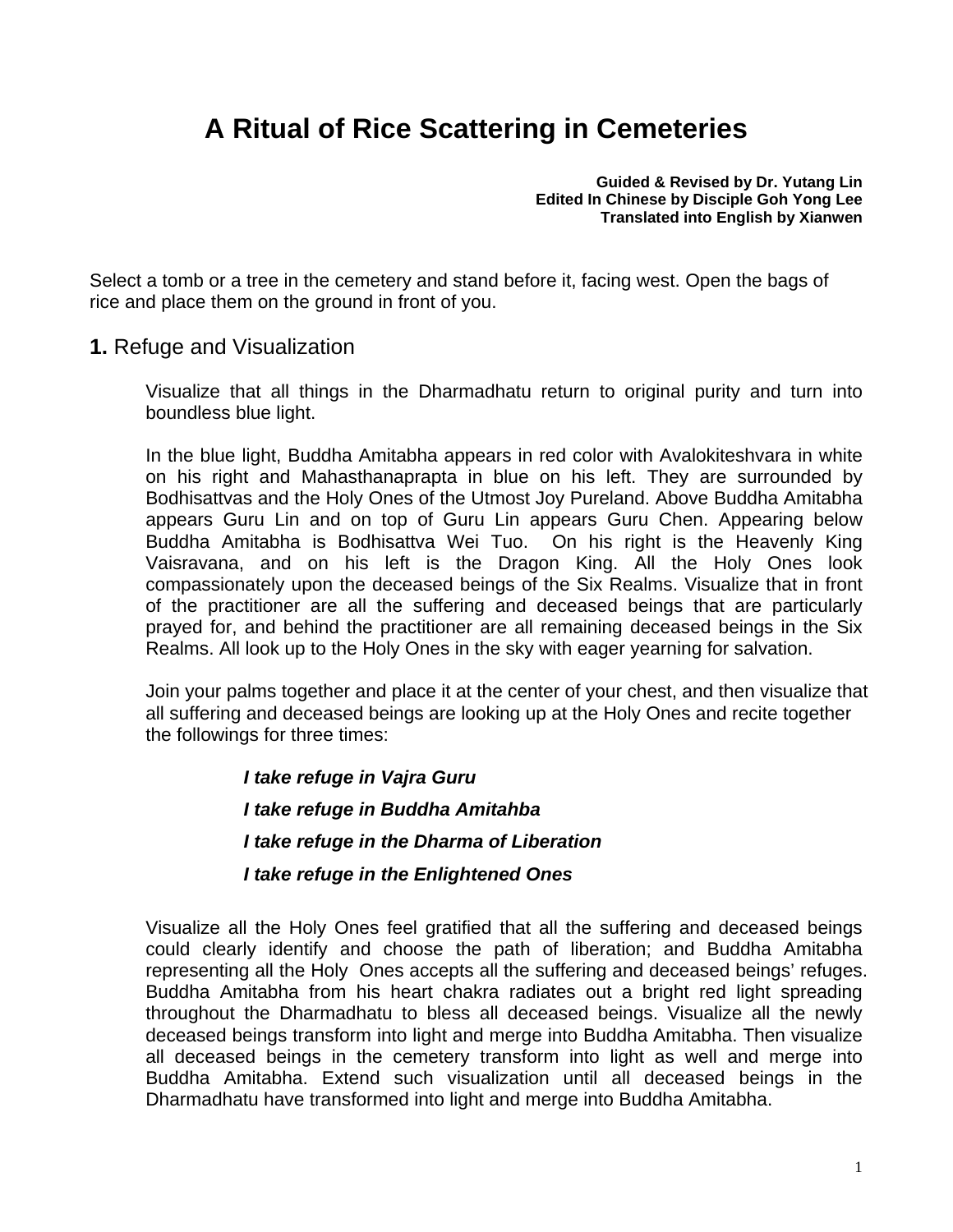# A Ritual of Rice Scattering in Cemeteries

**Guided & Revised by Dr. Yutang Lin**
**Edited In Chinese by Disciple Goh Yong Lee**
**Translated into English by Xianwen**

Select a tomb or a tree in the cemetery and stand before it, facing west. Open the bags of rice and place them on the ground in front of you.

## **1.** Refuge and Visualization

Visualize that all things in the Dharmadhatu return to original purity and turn into boundless blue light.

In the blue light, Buddha Amitabha appears in red color with Avalokiteshvara in white on his right and Mahasthanaprapta in blue on his left. They are surrounded by Bodhisattvas and the Holy Ones of the Utmost Joy Pureland. Above Buddha Amitabha appears Guru Lin and on top of Guru Lin appears Guru Chen. Appearing below Buddha Amitabha is Bodhisattva Wei Tuo. On his right is the Heavenly King Vaisravana, and on his left is the Dragon King. All the Holy Ones look compassionately upon the deceased beings of the Six Realms. Visualize that in front of the practitioner are all the suffering and deceased beings that are particularly prayed for, and behind the practitioner are all remaining deceased beings in the Six Realms. All look up to the Holy Ones in the sky with eager yearning for salvation.

Join your palms together and place it at the center of your chest, and then visualize that all suffering and deceased beings are looking up at the Holy Ones and recite together the followings for three times:

***I take refuge in Vajra Guru***

***I take refuge in Buddha Amitahba***

***I take refuge in the Dharma of Liberation***

***I take refuge in the Enlightened Ones***

Visualize all the Holy Ones feel gratified that all the suffering and deceased beings could clearly identify and choose the path of liberation; and Buddha Amitabha representing all the Holy Ones accepts all the suffering and deceased beings' refuges. Buddha Amitabha from his heart chakra radiates out a bright red light spreading throughout the Dharmadhatu to bless all deceased beings. Visualize all the newly deceased beings transform into light and merge into Buddha Amitabha. Then visualize all deceased beings in the cemetery transform into light as well and merge into Buddha Amitabha. Extend such visualization until all deceased beings in the Dharmadhatu have transformed into light and merge into Buddha Amitabha.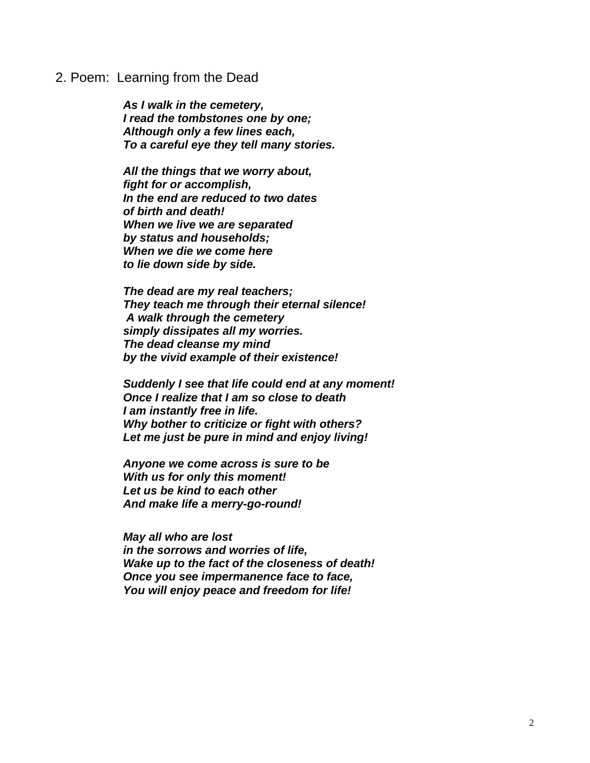2. Poem:  Learning from the Dead

***As I walk in the cemetery,***
***I read the tombstones one by one;***
***Although only a few lines each,***
***To a careful eye they tell many stories.***

***All the things that we worry about,***
***fight for or accomplish,***
***In the end are reduced to two dates***
***of birth and death!***
***When we live we are separated***
***by status and households;***
***When we die we come here***
***to lie down side by side.***

***The dead are my real teachers;***
***They teach me through their eternal silence!***
***A walk through the cemetery***
***simply dissipates all my worries.***
***The dead cleanse my mind***
***by the vivid example of their existence!***

***Suddenly I see that life could end at any moment!***
***Once I realize that I am so close to death***
***I am instantly free in life.***
***Why bother to criticize or fight with others?***
***Let me just be pure in mind and enjoy living!***

***Anyone we come across is sure to be***
***With us for only this moment!***
***Let us be kind to each other***
***And make life a merry-go-round!***

***May all who are lost***
***in the sorrows and worries of life,***
***Wake up to the fact of the closeness of death!***
***Once you see impermanence face to face,***
***You will enjoy peace and freedom for life!***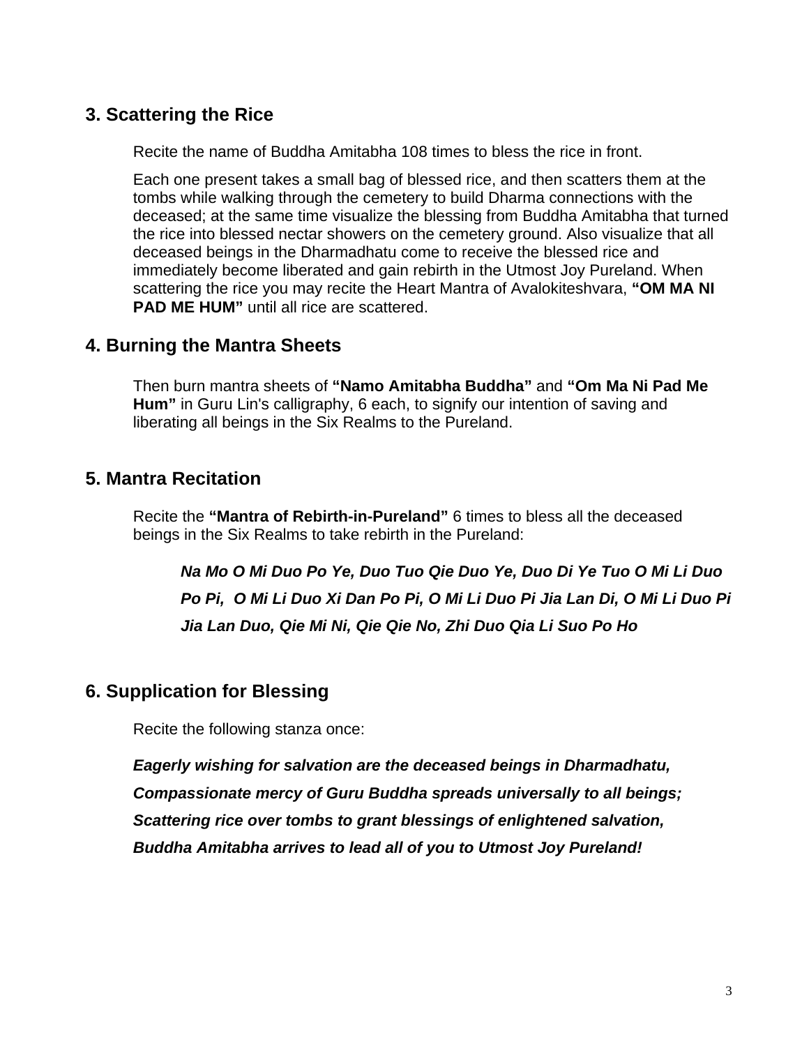## 3. Scattering the Rice

Recite the name of Buddha Amitabha 108 times to bless the rice in front.

Each one present takes a small bag of blessed rice, and then scatters them at the tombs while walking through the cemetery to build Dharma connections with the deceased; at the same time visualize the blessing from Buddha Amitabha that turned the rice into blessed nectar showers on the cemetery ground. Also visualize that all deceased beings in the Dharmadhatu come to receive the blessed rice and immediately become liberated and gain rebirth in the Utmost Joy Pureland. When scattering the rice you may recite the Heart Mantra of Avalokiteshvara, **"OM MA NI PAD ME HUM"** until all rice are scattered.

## 4. Burning the Mantra Sheets

Then burn mantra sheets of **"Namo Amitabha Buddha"** and **"Om Ma Ni Pad Me Hum"** in Guru Lin's calligraphy, 6 each, to signify our intention of saving and liberating all beings in the Six Realms to the Pureland.

## 5. Mantra Recitation

Recite the **"Mantra of Rebirth-in-Pureland"** 6 times to bless all the deceased beings in the Six Realms to take rebirth in the Pureland:

***Na Mo O Mi Duo Po Ye, Duo Tuo Qie Duo Ye, Duo Di Ye Tuo O Mi Li Duo Po Pi, O Mi Li Duo Xi Dan Po Pi, O Mi Li Duo Pi Jia Lan Di, O Mi Li Duo Pi Jia Lan Duo, Qie Mi Ni, Qie Qie No, Zhi Duo Qia Li Suo Po Ho***

## 6. Supplication for Blessing

Recite the following stanza once:

***Eagerly wishing for salvation are the deceased beings in Dharmadhatu,***
***Compassionate mercy of Guru Buddha spreads universally to all beings;***
***Scattering rice over tombs to grant blessings of enlightened salvation,***
***Buddha Amitabha arrives to lead all of you to Utmost Joy Pureland!***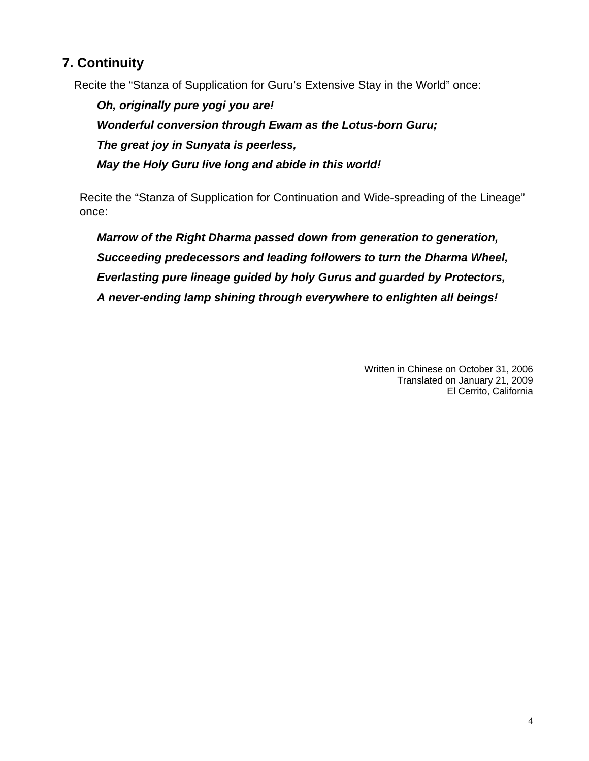## 7. Continuity

Recite the “Stanza of Supplication for Guru’s Extensive Stay in the World” once:

***Oh, originally pure yogi you are!***

***Wonderful conversion through Ewam as the Lotus-born Guru;***

***The great joy in Sunyata is peerless,***

***May the Holy Guru live long and abide in this world!***

Recite the “Stanza of Supplication for Continuation and Wide-spreading of the Lineage” once:

***Marrow of the Right Dharma passed down from generation to generation,***

***Succeeding predecessors and leading followers to turn the Dharma Wheel,***

***Everlasting pure lineage guided by holy Gurus and guarded by Protectors,***

***A never-ending lamp shining through everywhere to enlighten all beings!***

Written in Chinese on October 31, 2006
Translated on January 21, 2009
El Cerrito, California